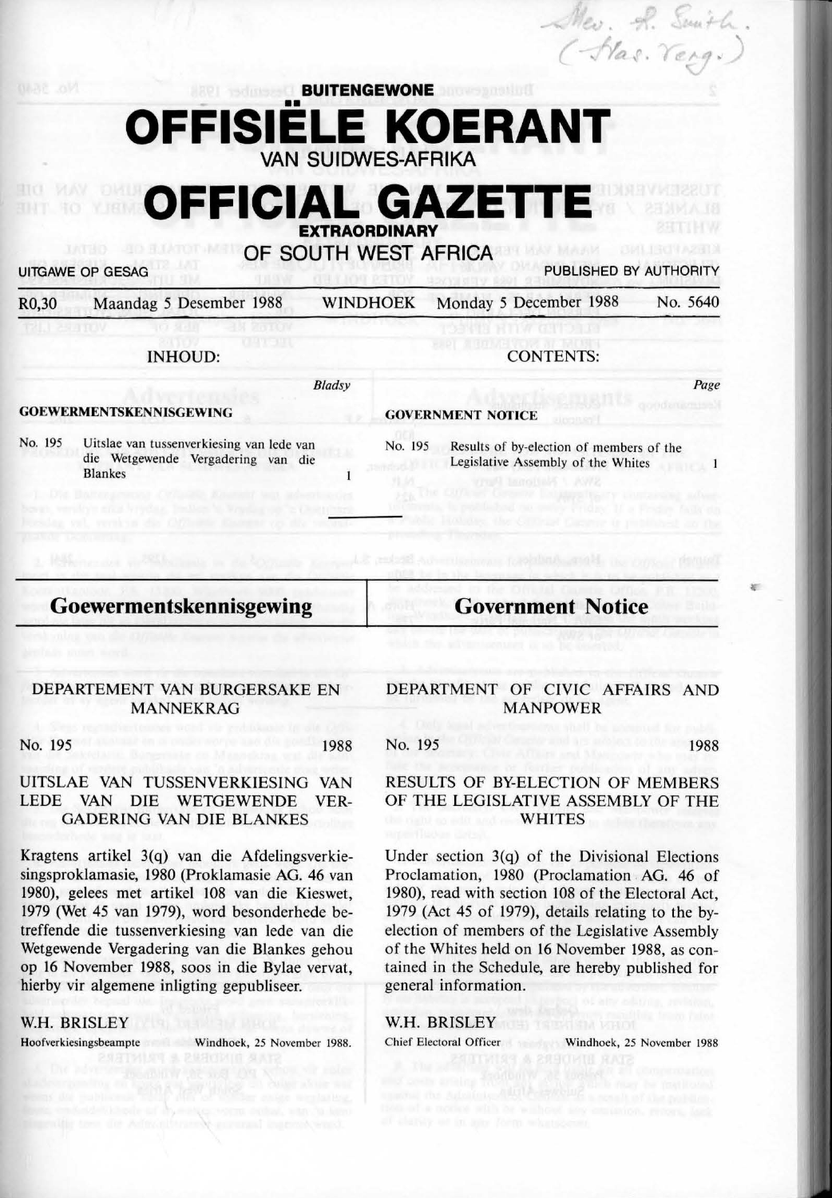# BUITENGEWONE OFFISIËLE KOERANT VAN SUIDWES-AFRIKA

# OFFICIAL GAZETTE EXTRAORDINARY OF SOUTH WEST AFRICA

UITGAWE OP GESAG | PUBLISHED BY AUTHORITY

R0,30 Maandag 5 Desember 1988 WINDHOEK Monday 5 December 1988 No. 5640

**INHOUD:**

*Bladsy*

**GOEWERMENTSKENNISGEWING**

No. 195 Uitslae van tussenverkiesing van lede van die Wetgewende Vergadering van die Blankes 1

**CONTENTS:**

*Page*

**GOVERNMENT NOTICE**

No. 195 Results of by-election of members of the Legislative Assembly of the Whites 1

## Goewermentskennisgewing

### DEPARTEMENT VAN BURGERSAKE EN MANNEKRAG

No. 195 1988

### UITSLAE VAN TUSSENVERKIESING VAN LEDE VAN DIE WETGEWENDE VERGADERING VAN DIE BLANKES

Kragtens artikel 3(q) van die Afdelingsverkiesingsproklamasie, 1980 (Proklamasie AG. 46 van 1980), gelees met artikel 108 van die Kieswet, 1979 (Wet 45 van 1979), word besonderhede betreffende die tussenverkiesing van lede van die Wetgewende Vergadering van die Blankes gehou op 16 November 1988, soos in die Bylae vervat, hierby vir algemene inligting gepubliseer.

W.H. BRISLEY
Hoofverkiesingsbeampte Windhoek, 25 November 1988.

## Government Notice

### DEPARTMENT OF CIVIC AFFAIRS AND MANPOWER

No. 195 1988

### RESULTS OF BY-ELECTION OF MEMBERS OF THE LEGISLATIVE ASSEMBLY OF THE WHITES

Under section 3(q) of the Divisional Elections Proclamation, 1980 (Proclamation AG. 46 of 1980), read with section 108 of the Electoral Act, 1979 (Act 45 of 1979), details relating to the by-election of members of the Legislative Assembly of the Whites held on 16 November 1988, as contained in the Schedule, are hereby published for general information.

W.H. BRISLEY
Chief Electoral Officer Windhoek, 25 November 1988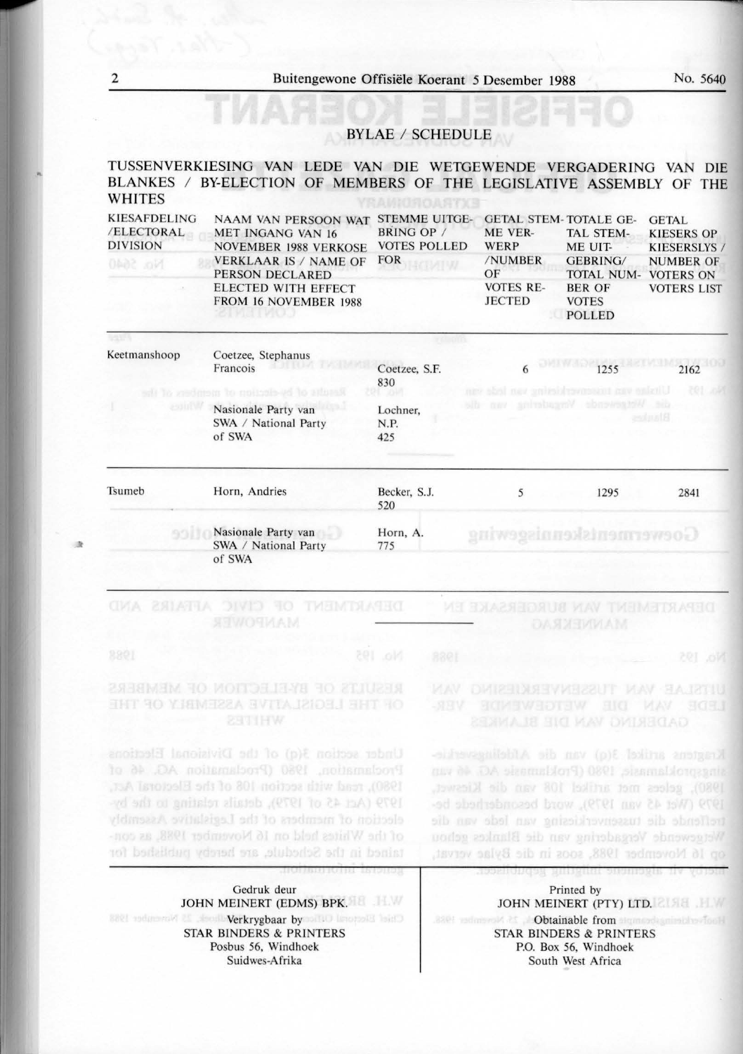## BYLAE / SCHEDULE

### TUSSENVERKIESING VAN LEDE VAN DIE WETGEWENDE VERGADERING VAN DIE BLANKES / BY-ELECTION OF MEMBERS OF THE LEGISLATIVE ASSEMBLY OF THE WHITES

| KIESAFDELING /ELECTORAL DIVISION | NAAM VAN PERSOON WAT MET INGANG VAN 16 NOVEMBER 1988 VERKOSE VERKLAAR IS / NAME OF PERSON DECLARED ELECTED WITH EFFECT FROM 16 NOVEMBER 1988 | STEMME UITGEBRING OP / VOTES POLLED FOR | GETAL STEMME VERWERP /NUMBER OF VOTES REJECTED | TOTALE GETAL STEMME UITGEBRING/ TOTAL NUMBER OF VOTES POLLED | GETAL KIESERS OP KIESERSLYS / NUMBER OF VOTERS ON VOTERS LIST |
|---|---|---|---|---|---|
| Keetmanshoop | Coetzee, Stephanus Francois | Coetzee, S.F. 830 | 6 | 1255 | 2162 |
| | Nasionale Party van SWA / National Party of SWA | Lochner, N.P. 425 | | | |
| Tsumeb | Horn, Andries | Becker, S.J. 520 | 5 | 1295 | 2841 |
| | Nasionale Party van SWA / National Party of SWA | Horn, A. 775 | | | |

Gedruk deur
JOHN MEINERT (EDMS) BPK.
Verkrygbaar by
STAR BINDERS & PRINTERS
Posbus 56, Windhoek
Suidwes-Afrika

Printed by
JOHN MEINERT (PTY) LTD.
Obtainable from
STAR BINDERS & PRINTERS
P.O. Box 56, Windhoek
South West Africa